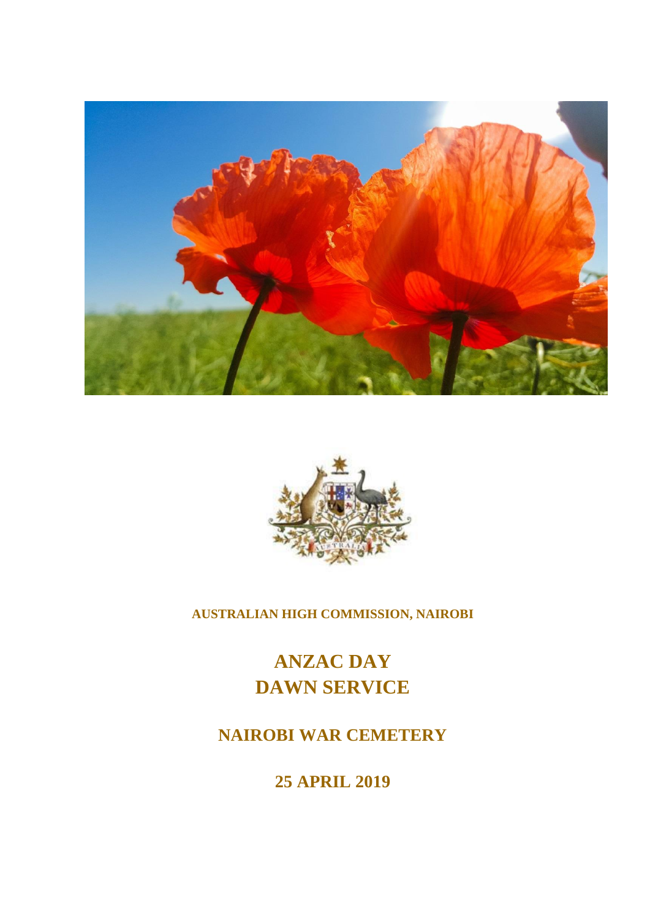**AUSTRALIAN HIGH COMMISSION, NAIROBI**

# ANZAC DAY
# DAWN SERVICE

## NAIROBI WAR CEMETERY

## 25 APRIL 2019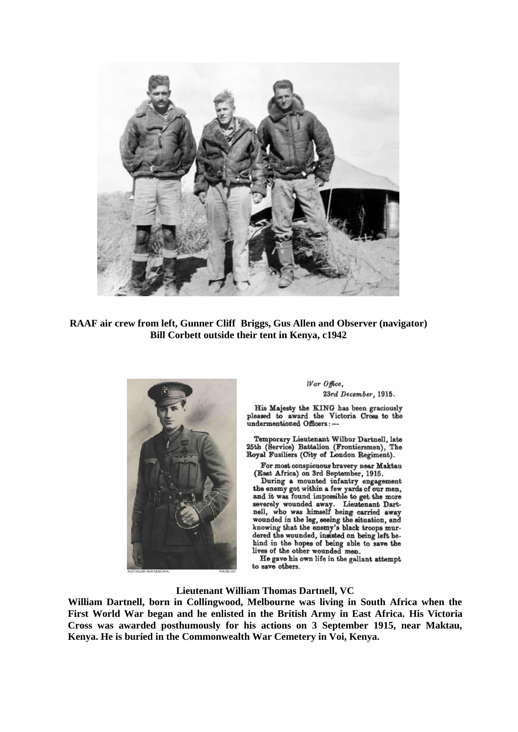**RAAF air crew from left, Gunner Cliff Briggs, Gus Allen and Observer (navigator) Bill Corbett outside their tent in Kenya, c1942**

*War Office,*
*23rd December, 1915.*

His Majesty the KING has been graciously pleased to award the Victoria Cross to the undermentioned Officers:—

Temporary Lieutenant Wilbur Dartnell, late 25th (Service) Battalion (Frontiersmen), The Royal Fusiliers (City of London Regiment).

For most conspicuous bravery near Maktau (East Africa) on 3rd September, 1915.

During a mounted infantry engagement the enemy got within a few yards of our men, and it was found impossible to get the more severely wounded away. Lieutenant Dartnell, who was himself being carried away wounded in the leg, seeing the situation, and knowing that the enemy's black troops murdered the wounded, insisted on being left behind in the hopes of being able to save the lives of the other wounded men.

He gave his own life in the gallant attempt to save others.

**Lieutenant William Thomas Dartnell, VC**

**William Dartnell, born in Collingwood, Melbourne was living in South Africa when the First World War began and he enlisted in the British Army in East Africa. His Victoria Cross was awarded posthumously for his actions on 3 September 1915, near Maktau, Kenya. He is buried in the Commonwealth War Cemetery in Voi, Kenya.**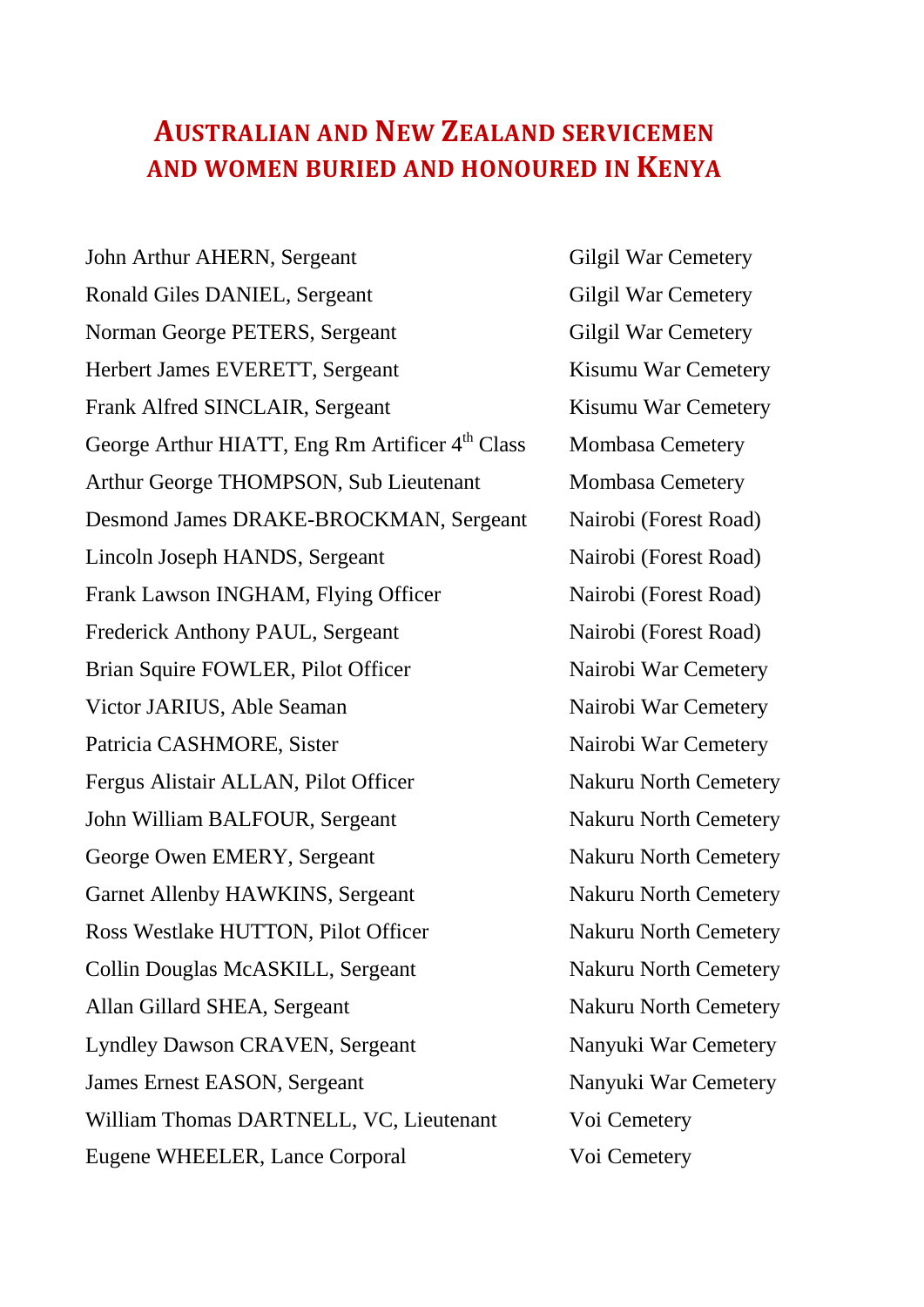# AUSTRALIAN AND NEW ZEALAND SERVICEMEN AND WOMEN BURIED AND HONOURED IN KENYA

| | |
|---|---|
| John Arthur AHERN, Sergeant | Gilgil War Cemetery |
| Ronald Giles DANIEL, Sergeant | Gilgil War Cemetery |
| Norman George PETERS, Sergeant | Gilgil War Cemetery |
| Herbert James EVERETT, Sergeant | Kisumu War Cemetery |
| Frank Alfred SINCLAIR, Sergeant | Kisumu War Cemetery |
| George Arthur HIATT, Eng Rm Artificer 4th Class | Mombasa Cemetery |
| Arthur George THOMPSON, Sub Lieutenant | Mombasa Cemetery |
| Desmond James DRAKE-BROCKMAN, Sergeant | Nairobi (Forest Road) |
| Lincoln Joseph HANDS, Sergeant | Nairobi (Forest Road) |
| Frank Lawson INGHAM, Flying Officer | Nairobi (Forest Road) |
| Frederick Anthony PAUL, Sergeant | Nairobi (Forest Road) |
| Brian Squire FOWLER, Pilot Officer | Nairobi War Cemetery |
| Victor JARIUS, Able Seaman | Nairobi War Cemetery |
| Patricia CASHMORE, Sister | Nairobi War Cemetery |
| Fergus Alistair ALLAN, Pilot Officer | Nakuru North Cemetery |
| John William BALFOUR, Sergeant | Nakuru North Cemetery |
| George Owen EMERY, Sergeant | Nakuru North Cemetery |
| Garnet Allenby HAWKINS, Sergeant | Nakuru North Cemetery |
| Ross Westlake HUTTON, Pilot Officer | Nakuru North Cemetery |
| Collin Douglas McASKILL, Sergeant | Nakuru North Cemetery |
| Allan Gillard SHEA, Sergeant | Nakuru North Cemetery |
| Lyndley Dawson CRAVEN, Sergeant | Nanyuki War Cemetery |
| James Ernest EASON, Sergeant | Nanyuki War Cemetery |
| William Thomas DARTNELL, VC, Lieutenant | Voi Cemetery |
| Eugene WHEELER, Lance Corporal | Voi Cemetery |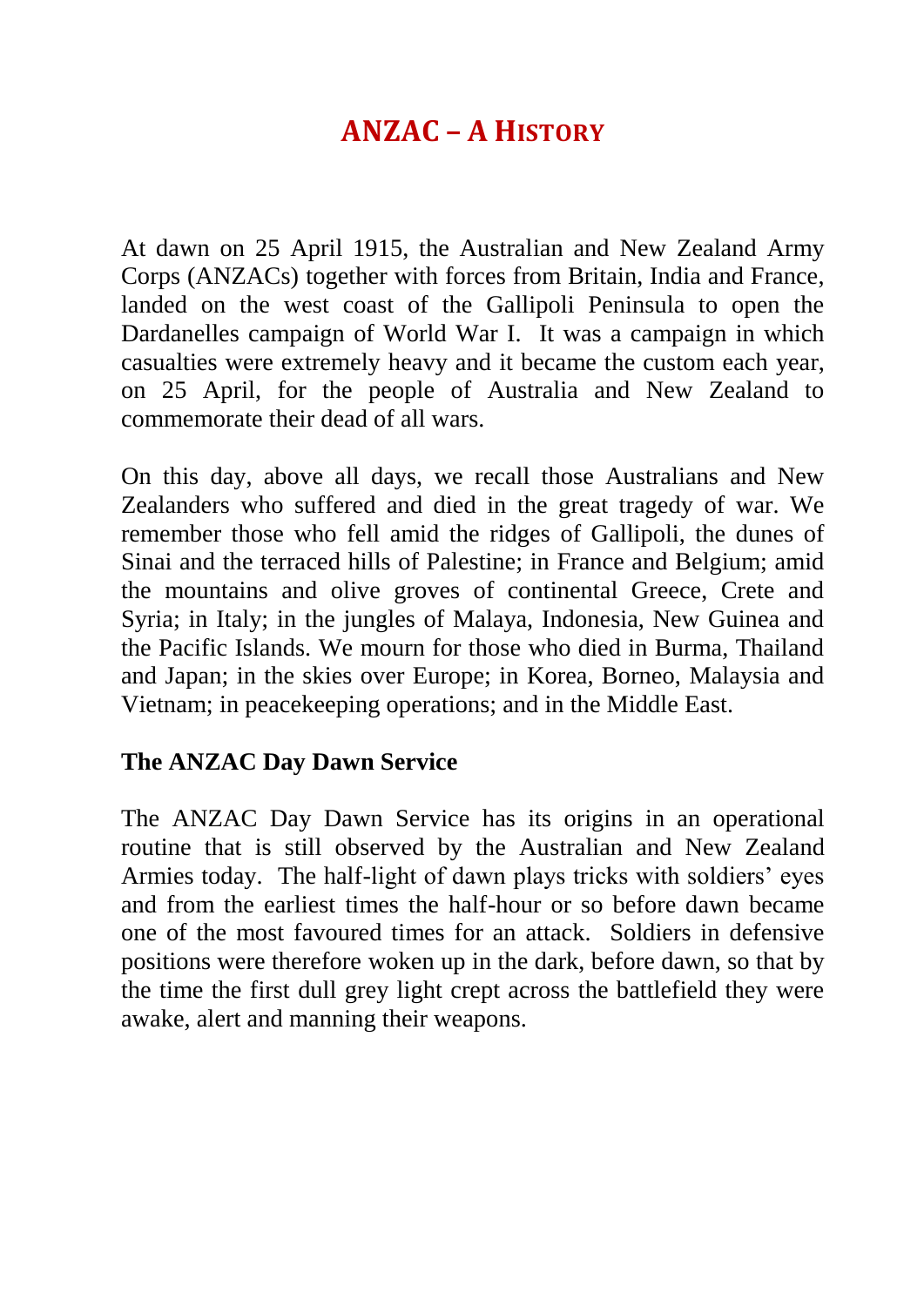# ANZAC – A History

At dawn on 25 April 1915, the Australian and New Zealand Army Corps (ANZACs) together with forces from Britain, India and France, landed on the west coast of the Gallipoli Peninsula to open the Dardanelles campaign of World War I. It was a campaign in which casualties were extremely heavy and it became the custom each year, on 25 April, for the people of Australia and New Zealand to commemorate their dead of all wars.

On this day, above all days, we recall those Australians and New Zealanders who suffered and died in the great tragedy of war. We remember those who fell amid the ridges of Gallipoli, the dunes of Sinai and the terraced hills of Palestine; in France and Belgium; amid the mountains and olive groves of continental Greece, Crete and Syria; in Italy; in the jungles of Malaya, Indonesia, New Guinea and the Pacific Islands. We mourn for those who died in Burma, Thailand and Japan; in the skies over Europe; in Korea, Borneo, Malaysia and Vietnam; in peacekeeping operations; and in the Middle East.

**The ANZAC Day Dawn Service**

The ANZAC Day Dawn Service has its origins in an operational routine that is still observed by the Australian and New Zealand Armies today. The half-light of dawn plays tricks with soldiers' eyes and from the earliest times the half-hour or so before dawn became one of the most favoured times for an attack. Soldiers in defensive positions were therefore woken up in the dark, before dawn, so that by the time the first dull grey light crept across the battlefield they were awake, alert and manning their weapons.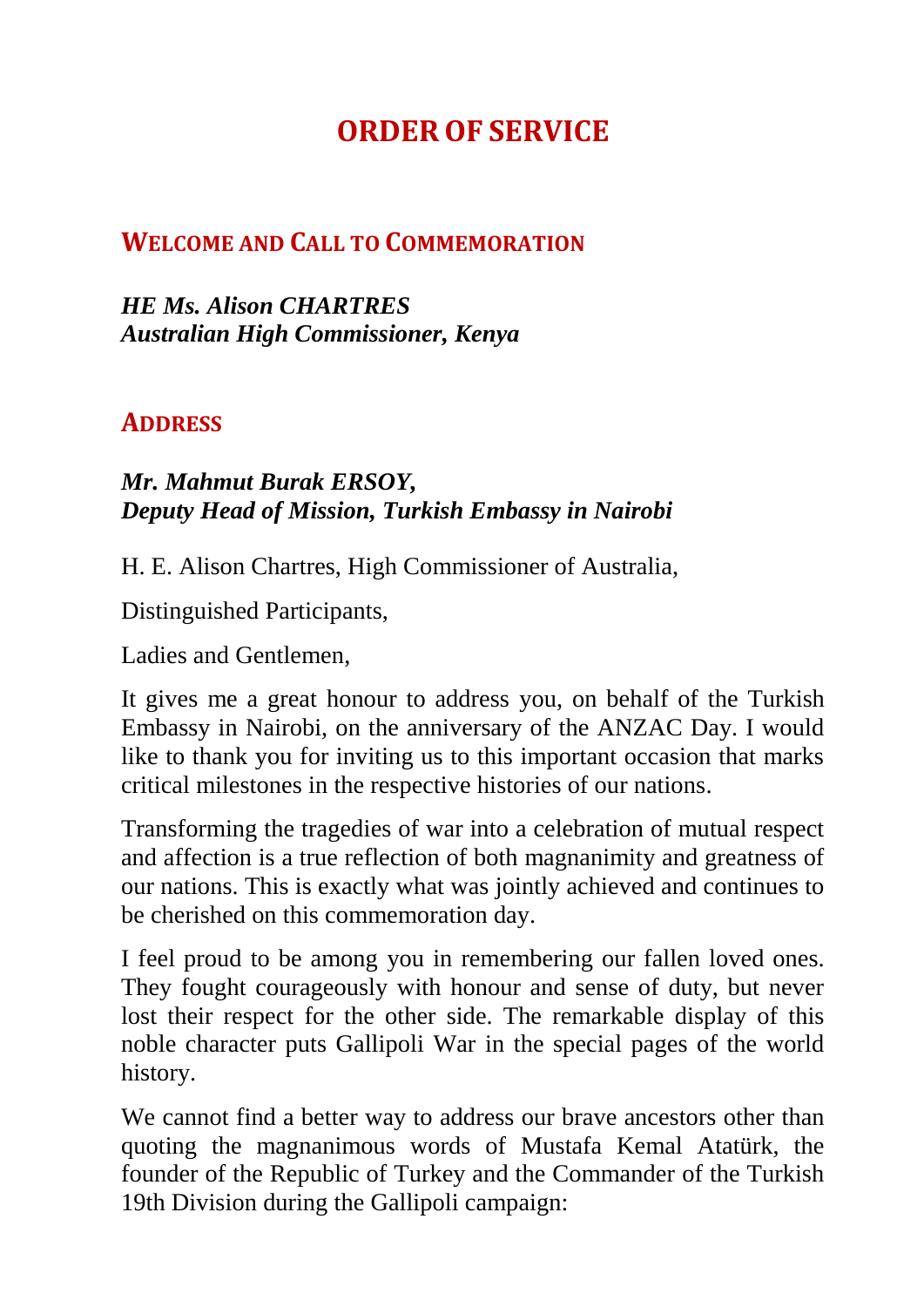# ORDER OF SERVICE

## WELCOME AND CALL TO COMMEMORATION

***HE Ms. Alison CHARTRES***
***Australian High Commissioner, Kenya***

## ADDRESS

***Mr. Mahmut Burak ERSOY,***
***Deputy Head of Mission, Turkish Embassy in Nairobi***

H. E. Alison Chartres, High Commissioner of Australia,

Distinguished Participants,

Ladies and Gentlemen,

It gives me a great honour to address you, on behalf of the Turkish Embassy in Nairobi, on the anniversary of the ANZAC Day. I would like to thank you for inviting us to this important occasion that marks critical milestones in the respective histories of our nations.

Transforming the tragedies of war into a celebration of mutual respect and affection is a true reflection of both magnanimity and greatness of our nations. This is exactly what was jointly achieved and continues to be cherished on this commemoration day.

I feel proud to be among you in remembering our fallen loved ones. They fought courageously with honour and sense of duty, but never lost their respect for the other side. The remarkable display of this noble character puts Gallipoli War in the special pages of the world history.

We cannot find a better way to address our brave ancestors other than quoting the magnanimous words of Mustafa Kemal Atatürk, the founder of the Republic of Turkey and the Commander of the Turkish 19th Division during the Gallipoli campaign: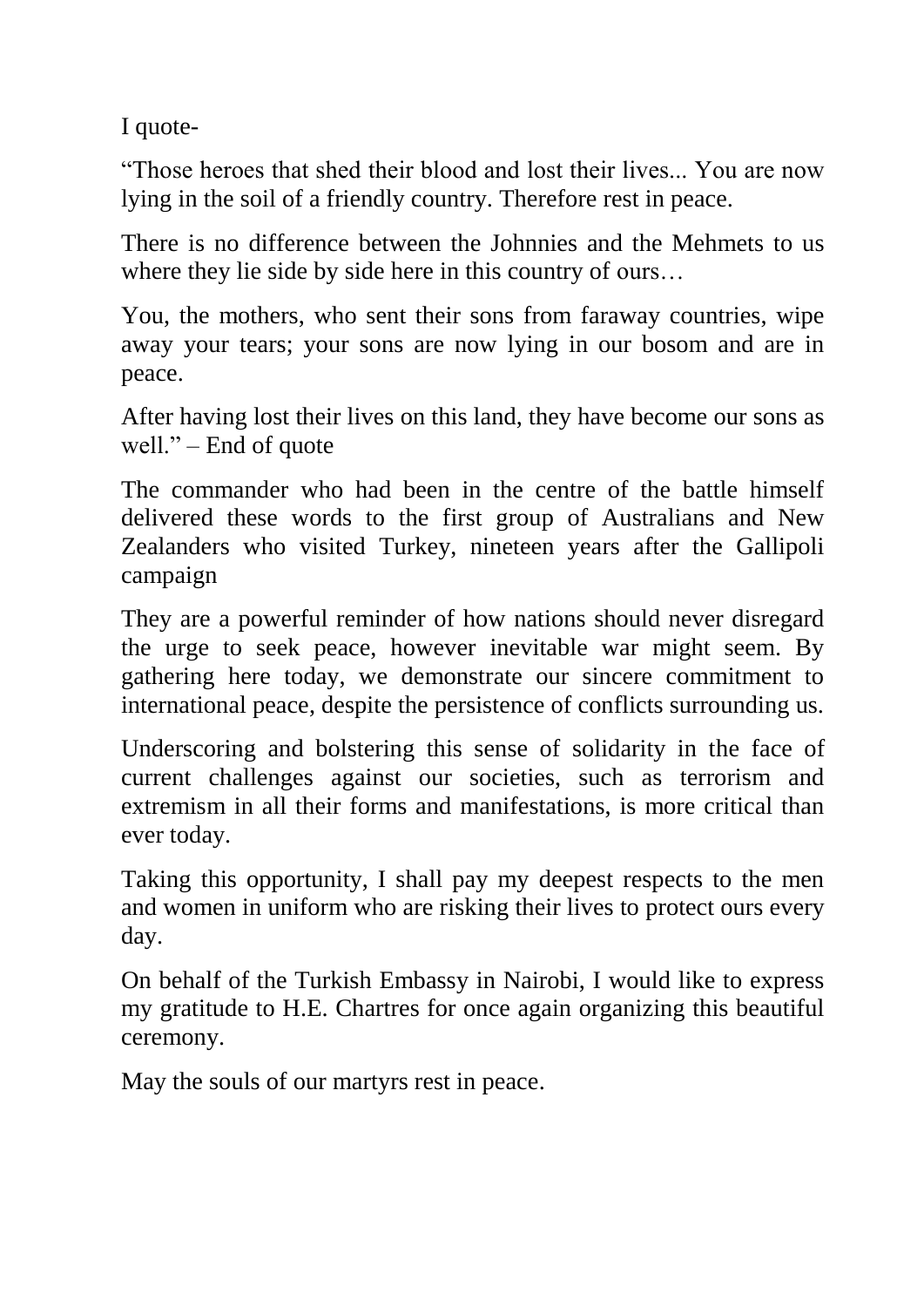I quote-

"Those heroes that shed their blood and lost their lives... You are now lying in the soil of a friendly country. Therefore rest in peace.

There is no difference between the Johnnies and the Mehmets to us where they lie side by side here in this country of ours…

You, the mothers, who sent their sons from faraway countries, wipe away your tears; your sons are now lying in our bosom and are in peace.

After having lost their lives on this land, they have become our sons as well." – End of quote

The commander who had been in the centre of the battle himself delivered these words to the first group of Australians and New Zealanders who visited Turkey, nineteen years after the Gallipoli campaign

They are a powerful reminder of how nations should never disregard the urge to seek peace, however inevitable war might seem. By gathering here today, we demonstrate our sincere commitment to international peace, despite the persistence of conflicts surrounding us.

Underscoring and bolstering this sense of solidarity in the face of current challenges against our societies, such as terrorism and extremism in all their forms and manifestations, is more critical than ever today.

Taking this opportunity, I shall pay my deepest respects to the men and women in uniform who are risking their lives to protect ours every day.

On behalf of the Turkish Embassy in Nairobi, I would like to express my gratitude to H.E. Chartres for once again organizing this beautiful ceremony.

May the souls of our martyrs rest in peace.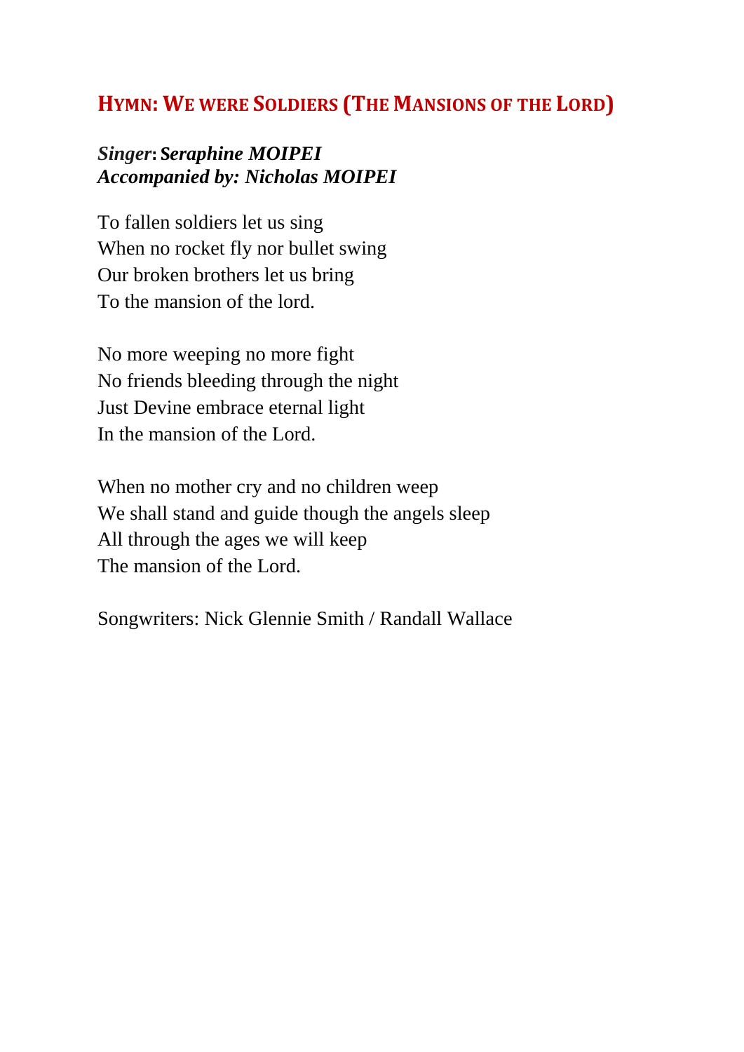## HYMN: WE WERE SOLDIERS (THE MANSIONS OF THE LORD)

***Singer*: Seraphine MOIPEI**
***Accompanied by: Nicholas MOIPEI***

To fallen soldiers let us sing
When no rocket fly nor bullet swing
Our broken brothers let us bring
To the mansion of the lord.

No more weeping no more fight
No friends bleeding through the night
Just Devine embrace eternal light
In the mansion of the Lord.

When no mother cry and no children weep
We shall stand and guide though the angels sleep
All through the ages we will keep
The mansion of the Lord.

Songwriters: Nick Glennie Smith / Randall Wallace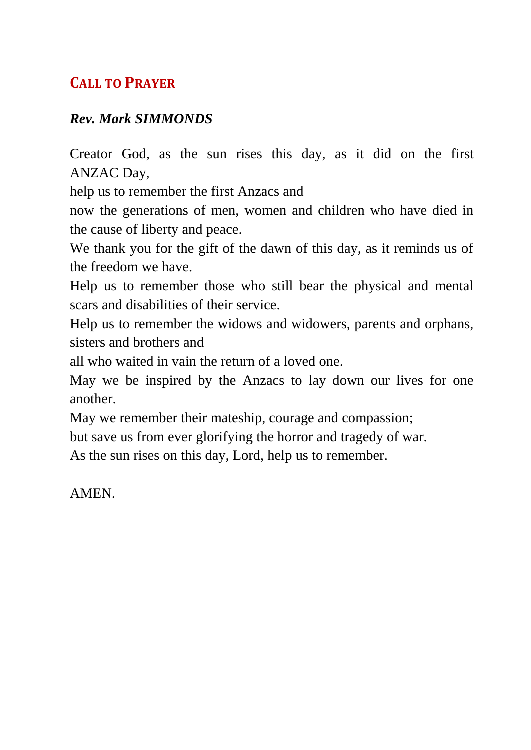## Call to Prayer

***Rev. Mark SIMMONDS***

Creator God, as the sun rises this day, as it did on the first ANZAC Day,
help us to remember the first Anzacs and
now the generations of men, women and children who have died in the cause of liberty and peace.
We thank you for the gift of the dawn of this day, as it reminds us of the freedom we have.
Help us to remember those who still bear the physical and mental scars and disabilities of their service.
Help us to remember the widows and widowers, parents and orphans, sisters and brothers and
all who waited in vain the return of a loved one.
May we be inspired by the Anzacs to lay down our lives for one another.
May we remember their mateship, courage and compassion;
but save us from ever glorifying the horror and tragedy of war.
As the sun rises on this day, Lord, help us to remember.

AMEN.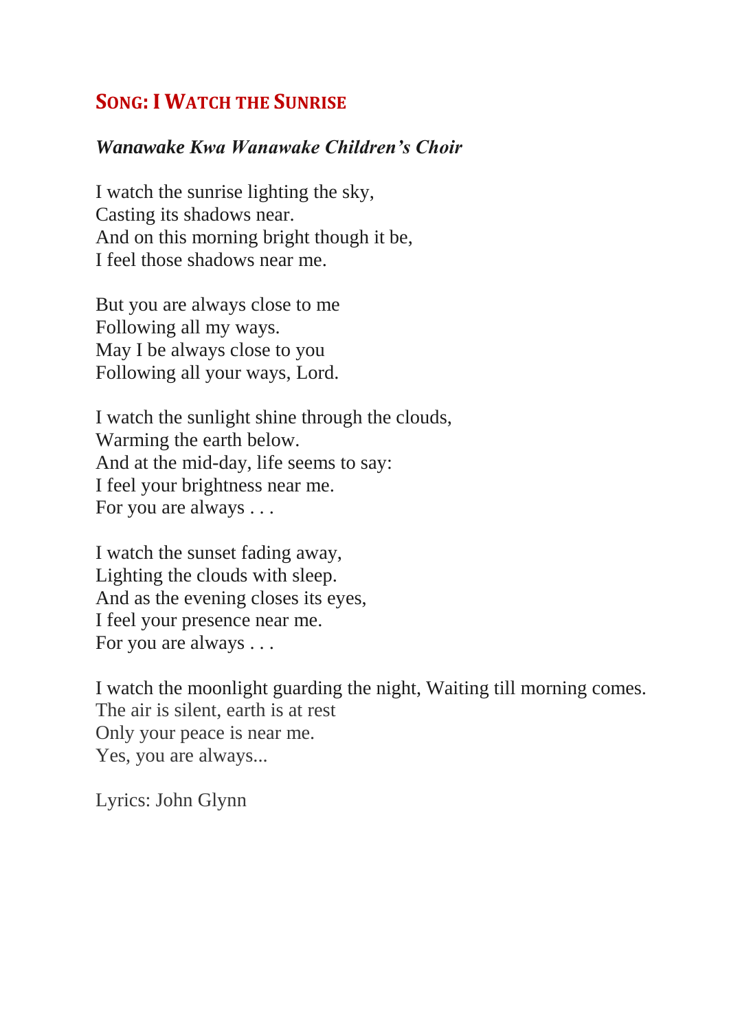## Song: I Watch the Sunrise

***Wanawake Kwa Wanawake Children's Choir***

I watch the sunrise lighting the sky,
Casting its shadows near.
And on this morning bright though it be,
I feel those shadows near me.

But you are always close to me
Following all my ways.
May I be always close to you
Following all your ways, Lord.

I watch the sunlight shine through the clouds,
Warming the earth below.
And at the mid-day, life seems to say:
I feel your brightness near me.
For you are always . . .

I watch the sunset fading away,
Lighting the clouds with sleep.
And as the evening closes its eyes,
I feel your presence near me.
For you are always . . .

I watch the moonlight guarding the night, Waiting till morning comes.
The air is silent, earth is at rest
Only your peace is near me.
Yes, you are always...

Lyrics: John Glynn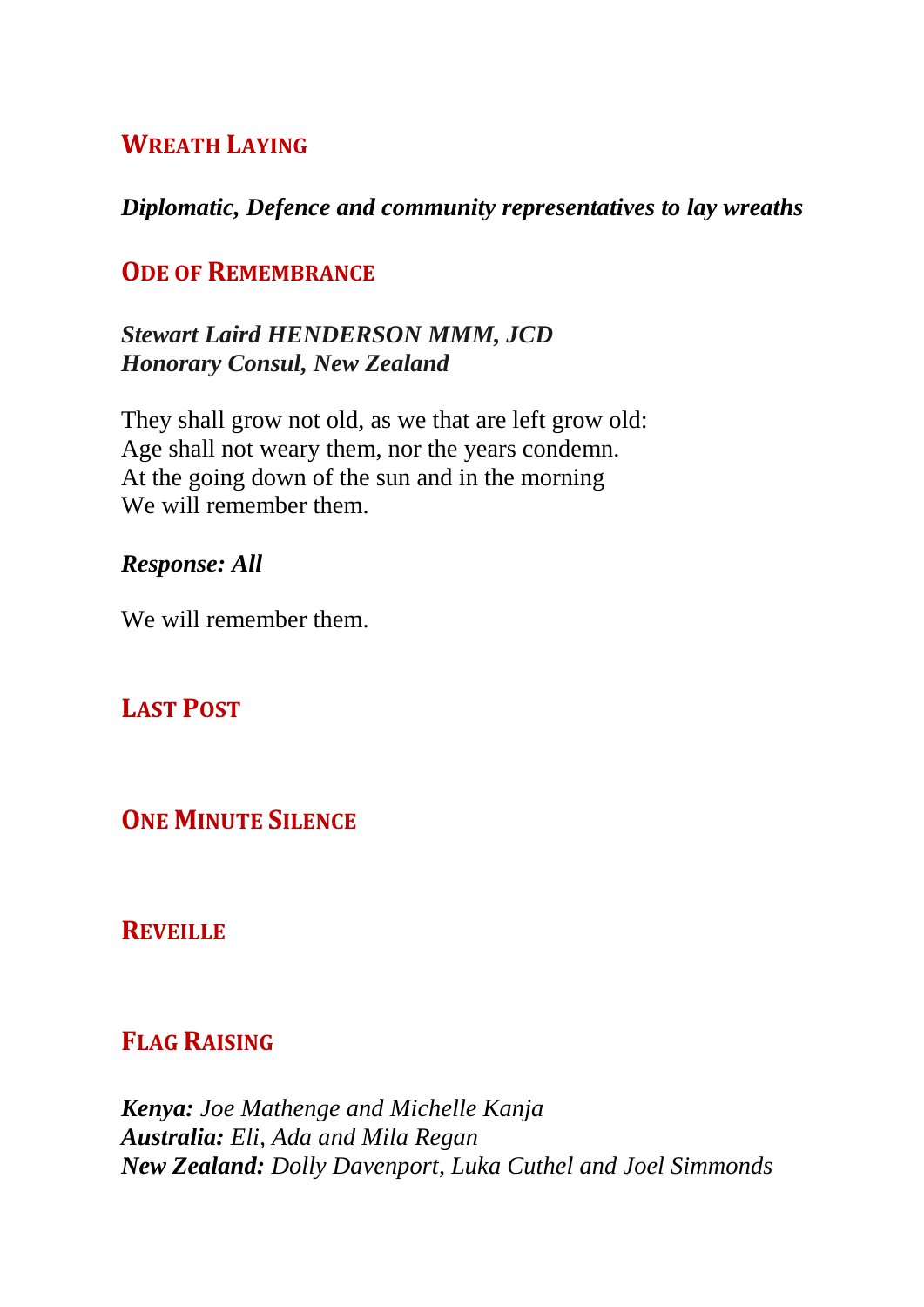## Wreath Laying

***Diplomatic, Defence and community representatives to lay wreaths***

## Ode of Remembrance

***Stewart Laird HENDERSON MMM, JCD***
***Honorary Consul, New Zealand***

They shall grow not old, as we that are left grow old:
Age shall not weary them, nor the years condemn.
At the going down of the sun and in the morning
We will remember them.

***Response: All***

We will remember them.

## Last Post

## One Minute Silence

## Reveille

## Flag Raising

***Kenya:*** *Joe Mathenge and Michelle Kanja*
***Australia:*** *Eli, Ada and Mila Regan*
***New Zealand:*** *Dolly Davenport, Luka Cuthel and Joel Simmonds*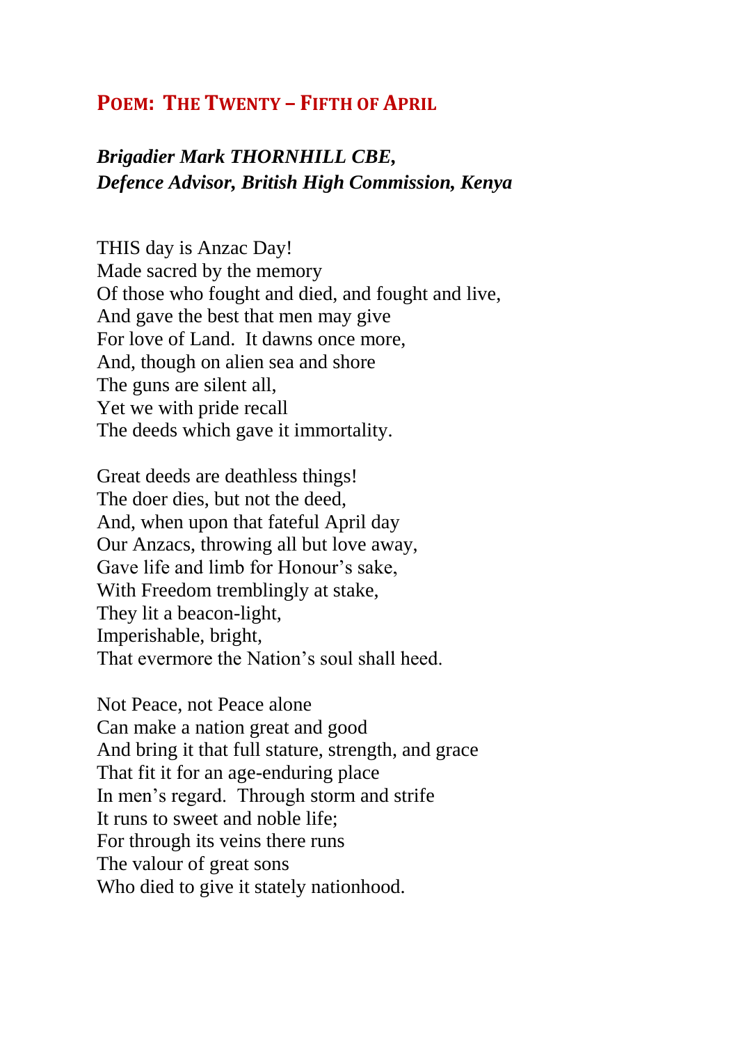## **Poem: The Twenty – Fifth of April**

***Brigadier Mark THORNHILL CBE,***
***Defence Advisor, British High Commission, Kenya***

THIS day is Anzac Day!
Made sacred by the memory
Of those who fought and died, and fought and live,
And gave the best that men may give
For love of Land. It dawns once more,
And, though on alien sea and shore
The guns are silent all,
Yet we with pride recall
The deeds which gave it immortality.

Great deeds are deathless things!
The doer dies, but not the deed,
And, when upon that fateful April day
Our Anzacs, throwing all but love away,
Gave life and limb for Honour's sake,
With Freedom tremblingly at stake,
They lit a beacon-light,
Imperishable, bright,
That evermore the Nation's soul shall heed.

Not Peace, not Peace alone
Can make a nation great and good
And bring it that full stature, strength, and grace
That fit it for an age-enduring place
In men's regard. Through storm and strife
It runs to sweet and noble life;
For through its veins there runs
The valour of great sons
Who died to give it stately nationhood.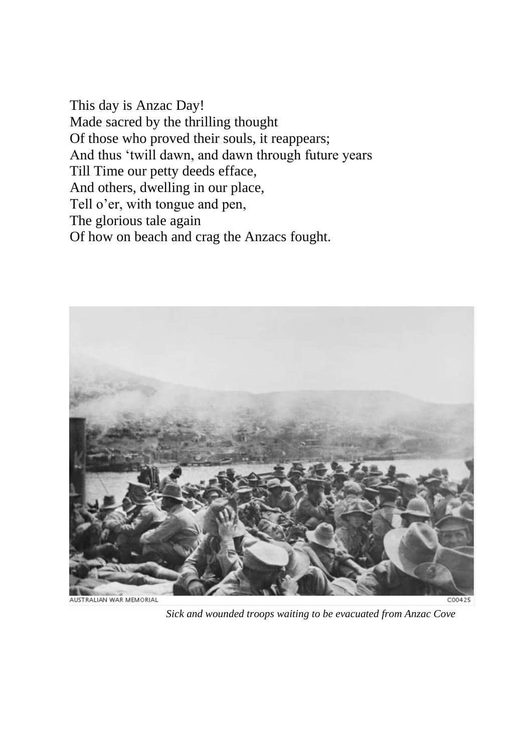This day is Anzac Day!  
Made sacred by the thrilling thought  
Of those who proved their souls, it reappears;  
And thus 'twill dawn, and dawn through future years  
Till Time our petty deeds efface,  
And others, dwelling in our place,  
Tell o'er, with tongue and pen,  
The glorious tale again  
Of how on beach and crag the Anzacs fought.

*Sick and wounded troops waiting to be evacuated from Anzac Cove*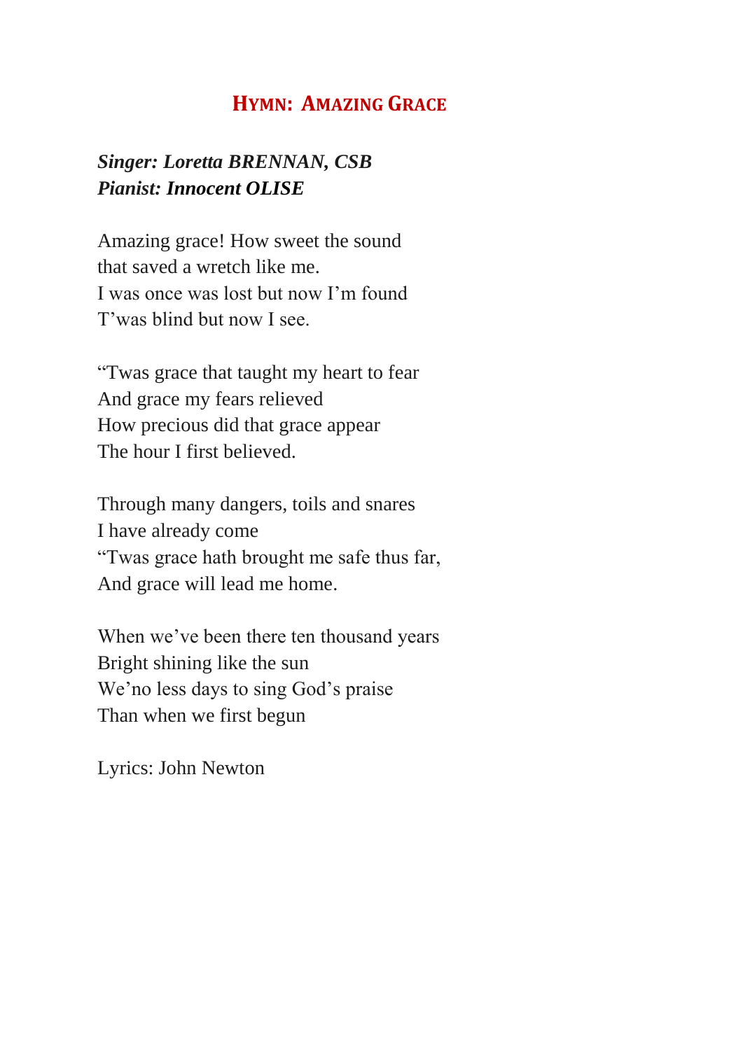# Hymn: Amazing Grace

***Singer: Loretta BRENNAN, CSB***
***Pianist: Innocent OLISE***

Amazing grace! How sweet the sound
that saved a wretch like me.
I was once was lost but now I'm found
T'was blind but now I see.

"Twas grace that taught my heart to fear
And grace my fears relieved
How precious did that grace appear
The hour I first believed.

Through many dangers, toils and snares
I have already come
"Twas grace hath brought me safe thus far,
And grace will lead me home.

When we've been there ten thousand years
Bright shining like the sun
We'no less days to sing God's praise
Than when we first begun

Lyrics: John Newton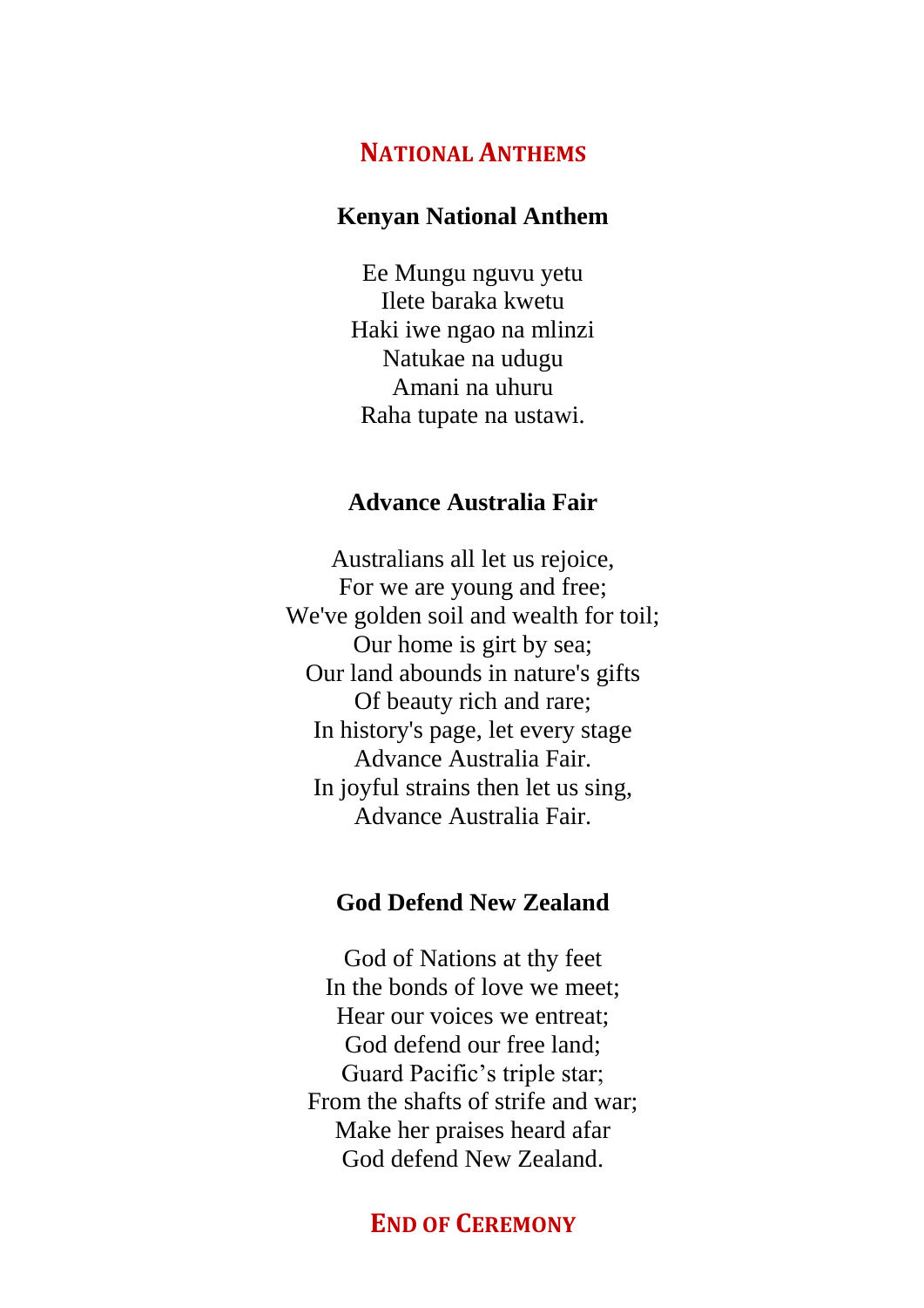## NATIONAL ANTHEMS

### Kenyan National Anthem

Ee Mungu nguvu yetu
Ilete baraka kwetu
Haki iwe ngao na mlinzi
Natukae na udugu
Amani na uhuru
Raha tupate na ustawi.

### Advance Australia Fair

Australians all let us rejoice,
For we are young and free;
We've golden soil and wealth for toil;
Our home is girt by sea;
Our land abounds in nature's gifts
Of beauty rich and rare;
In history's page, let every stage
Advance Australia Fair.
In joyful strains then let us sing,
Advance Australia Fair.

### God Defend New Zealand

God of Nations at thy feet
In the bonds of love we meet;
Hear our voices we entreat;
God defend our free land;
Guard Pacific's triple star;
From the shafts of strife and war;
Make her praises heard afar
God defend New Zealand.

## END OF CEREMONY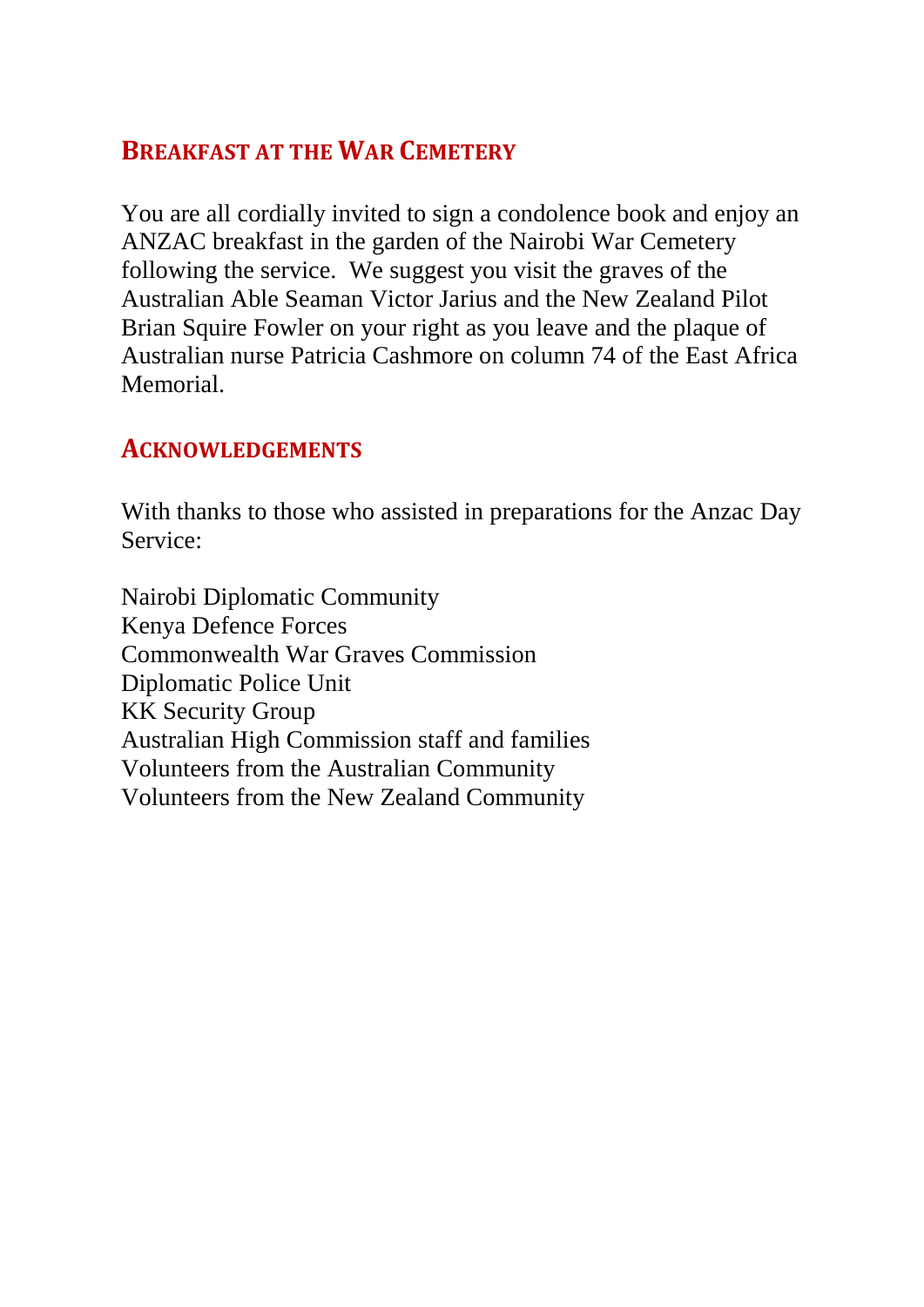## Breakfast at the War Cemetery

You are all cordially invited to sign a condolence book and enjoy an ANZAC breakfast in the garden of the Nairobi War Cemetery following the service. We suggest you visit the graves of the Australian Able Seaman Victor Jarius and the New Zealand Pilot Brian Squire Fowler on your right as you leave and the plaque of Australian nurse Patricia Cashmore on column 74 of the East Africa Memorial.

## Acknowledgements

With thanks to those who assisted in preparations for the Anzac Day Service:

Nairobi Diplomatic Community
Kenya Defence Forces
Commonwealth War Graves Commission
Diplomatic Police Unit
KK Security Group
Australian High Commission staff and families
Volunteers from the Australian Community
Volunteers from the New Zealand Community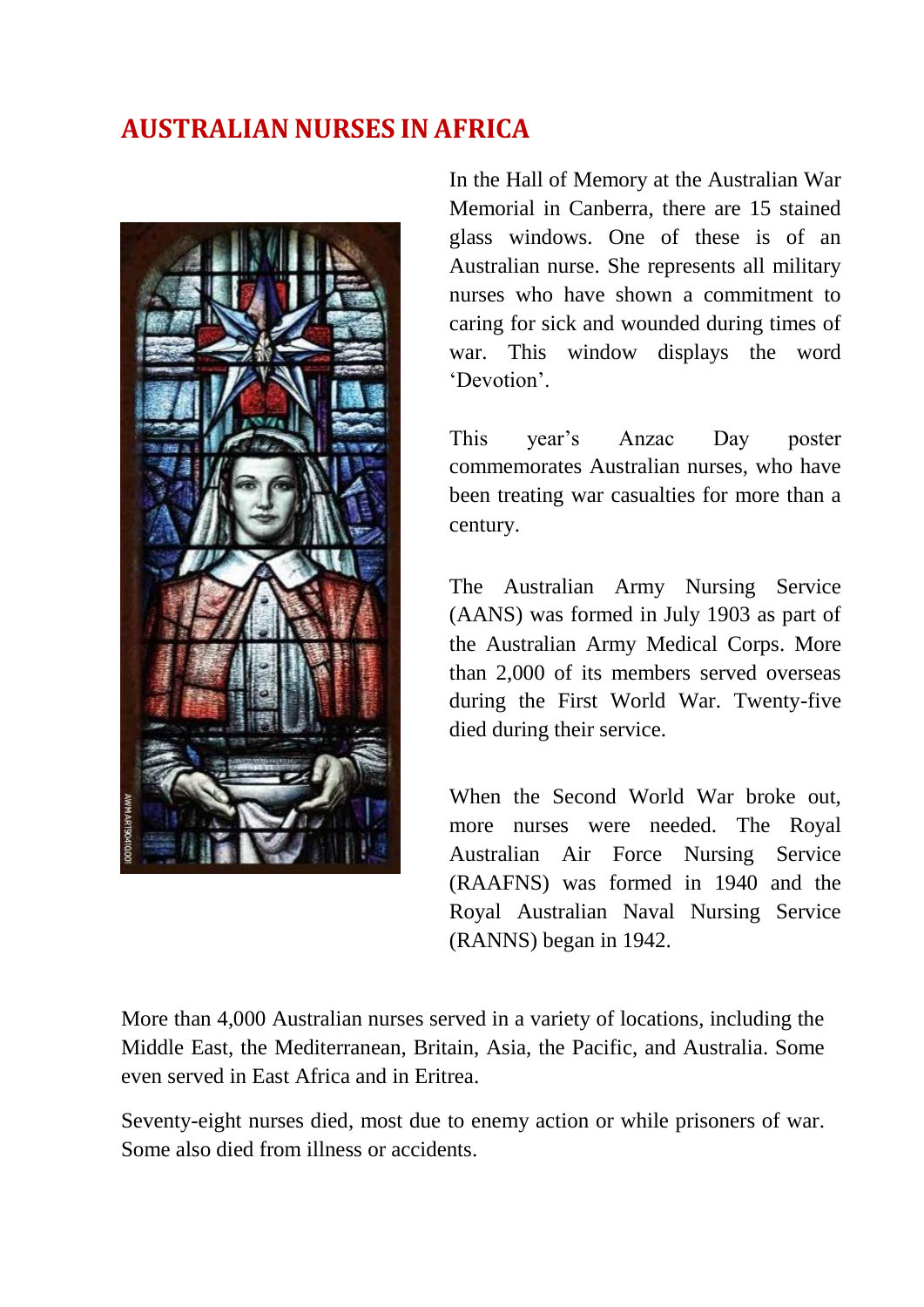## AUSTRALIAN NURSES IN AFRICA

In the Hall of Memory at the Australian War Memorial in Canberra, there are 15 stained glass windows. One of these is of an Australian nurse. She represents all military nurses who have shown a commitment to caring for sick and wounded during times of war. This window displays the word 'Devotion'.

This year's Anzac Day poster commemorates Australian nurses, who have been treating war casualties for more than a century.

The Australian Army Nursing Service (AANS) was formed in July 1903 as part of the Australian Army Medical Corps. More than 2,000 of its members served overseas during the First World War. Twenty-five died during their service.

When the Second World War broke out, more nurses were needed. The Royal Australian Air Force Nursing Service (RAAFNS) was formed in 1940 and the Royal Australian Naval Nursing Service (RANNS) began in 1942.

More than 4,000 Australian nurses served in a variety of locations, including the Middle East, the Mediterranean, Britain, Asia, the Pacific, and Australia. Some even served in East Africa and in Eritrea.

Seventy-eight nurses died, most due to enemy action or while prisoners of war. Some also died from illness or accidents.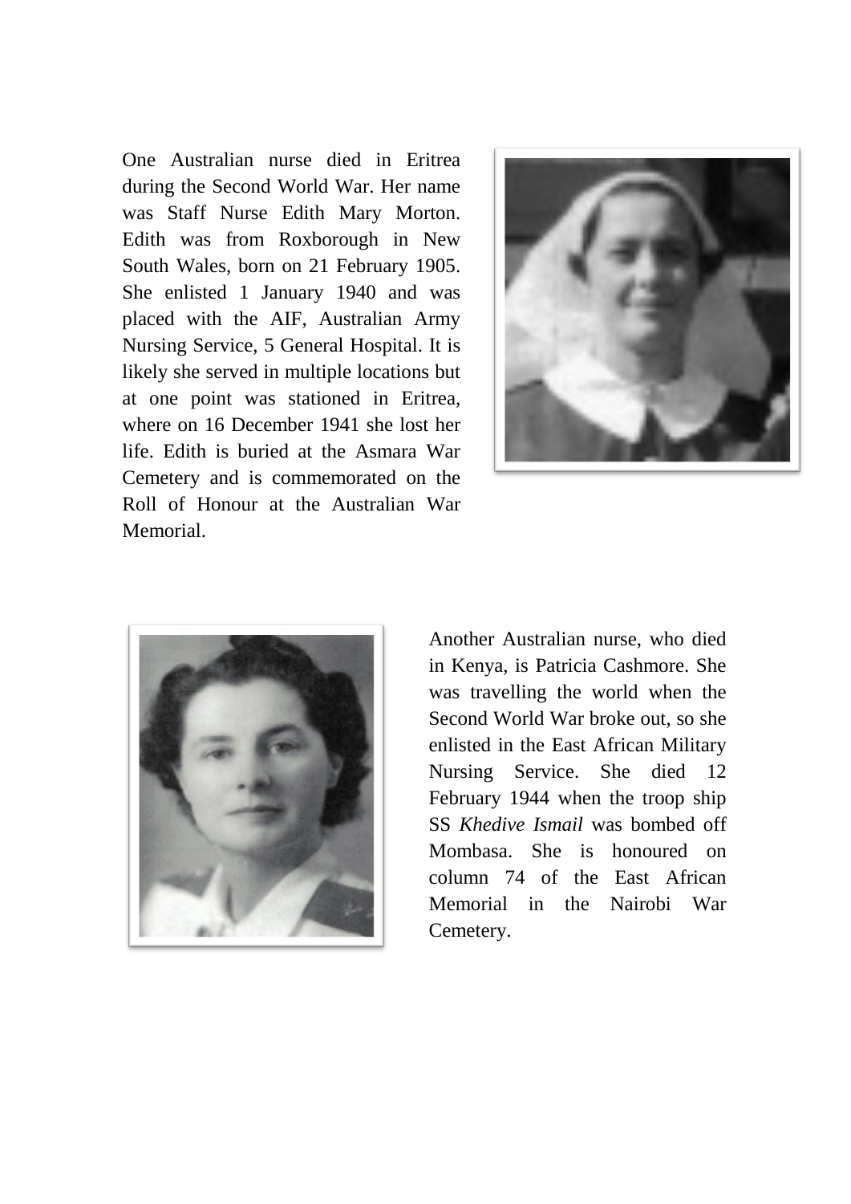One Australian nurse died in Eritrea during the Second World War. Her name was Staff Nurse Edith Mary Morton. Edith was from Roxborough in New South Wales, born on 21 February 1905. She enlisted 1 January 1940 and was placed with the AIF, Australian Army Nursing Service, 5 General Hospital. It is likely she served in multiple locations but at one point was stationed in Eritrea, where on 16 December 1941 she lost her life. Edith is buried at the Asmara War Cemetery and is commemorated on the Roll of Honour at the Australian War Memorial.

Another Australian nurse, who died in Kenya, is Patricia Cashmore. She was travelling the world when the Second World War broke out, so she enlisted in the East African Military Nursing Service. She died 12 February 1944 when the troop ship SS *Khedive Ismail* was bombed off Mombasa. She is honoured on column 74 of the East African Memorial in the Nairobi War Cemetery.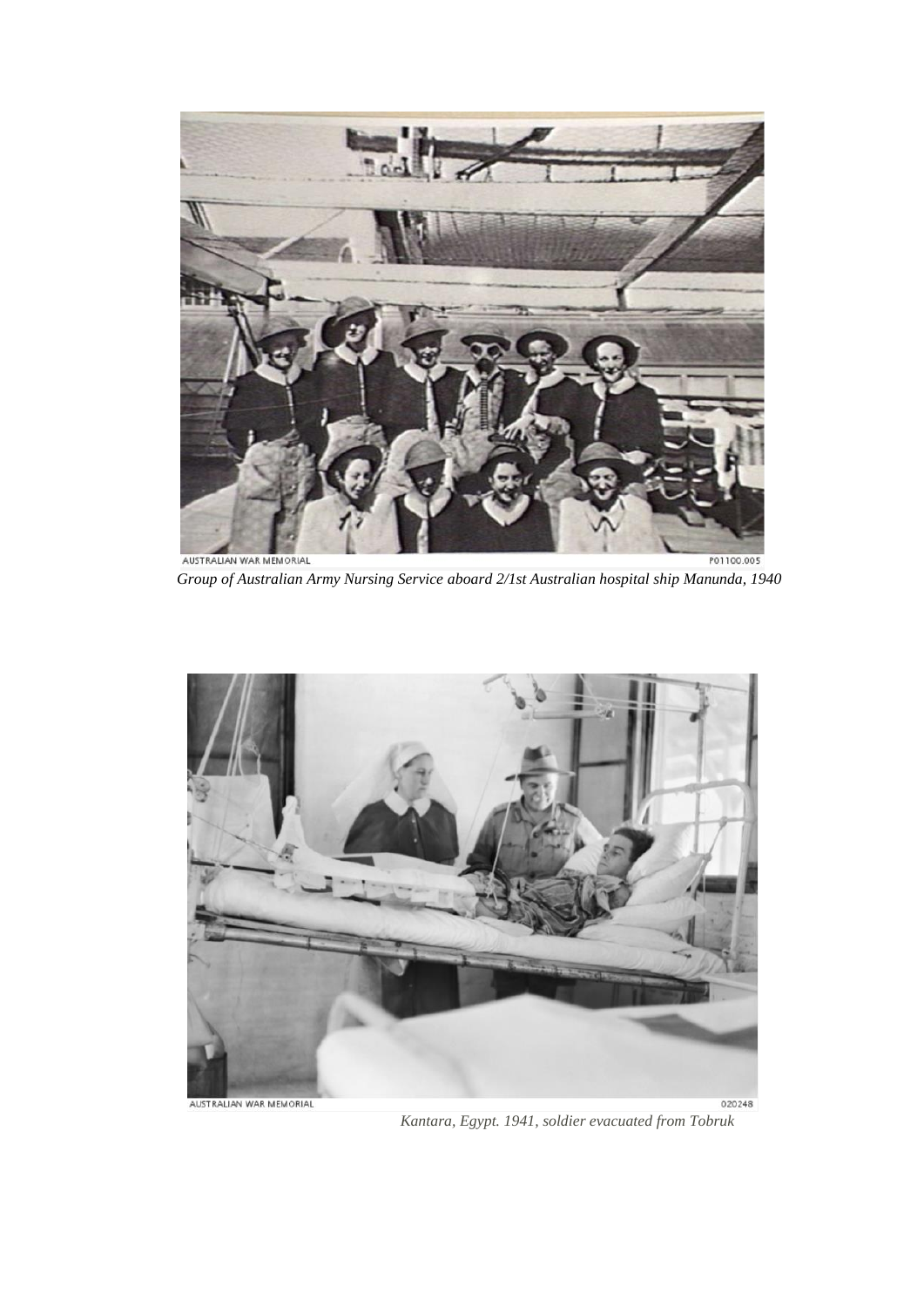AUSTRALIAN WAR MEMORIAL P01100.005

*Group of Australian Army Nursing Service aboard 2/1st Australian hospital ship Manunda, 1940*

AUSTRALIAN WAR MEMORIAL 020248

*Kantara, Egypt. 1941, soldier evacuated from Tobruk*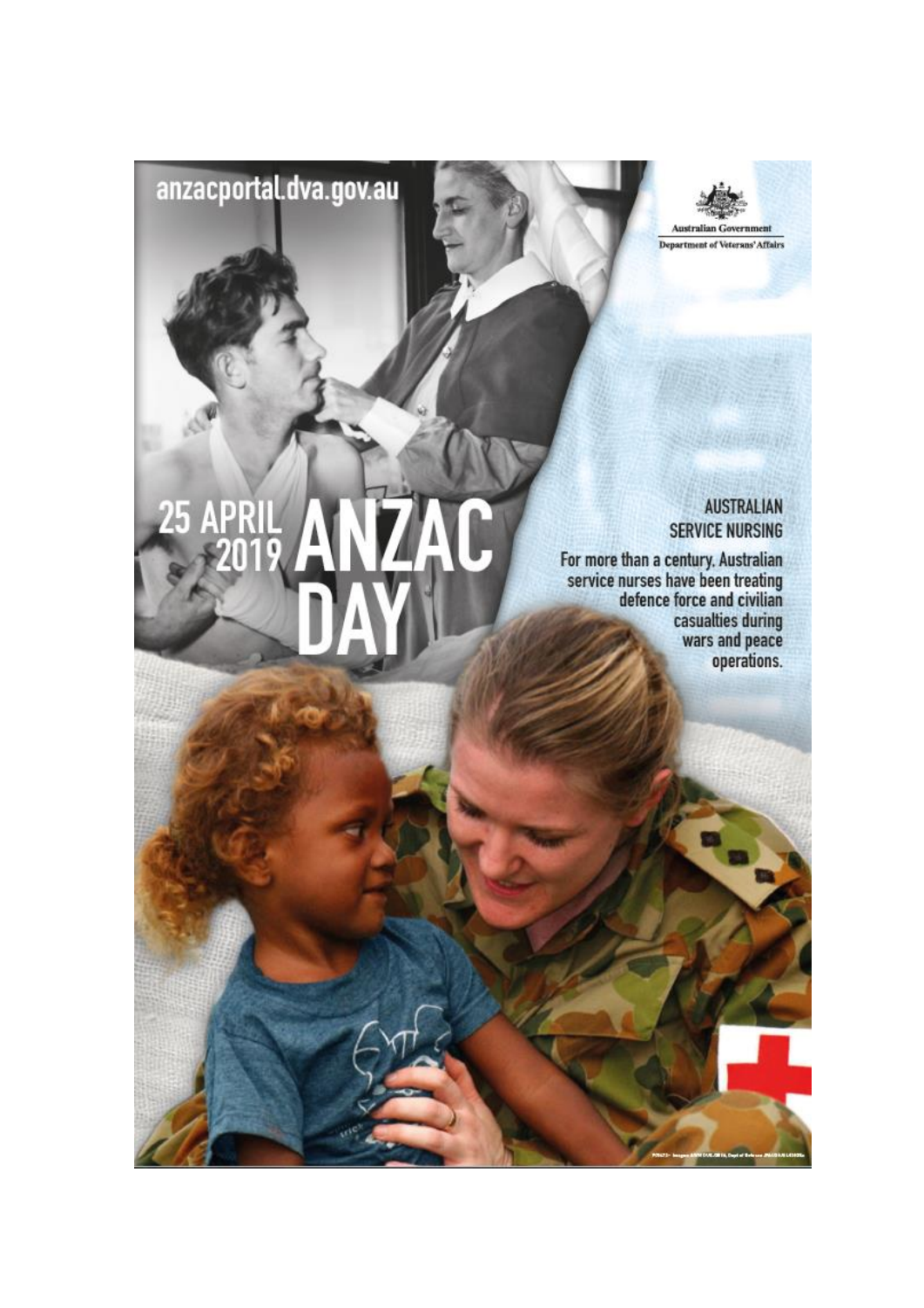anzacportal.dva.gov.au

Australian Government
Department of Veterans' Affairs

# 25 APRIL 2019 ANZAC DAY

## AUSTRALIAN SERVICE NURSING

For more than a century, Australian service nurses have been treating defence force and civilian casualties during wars and peace operations.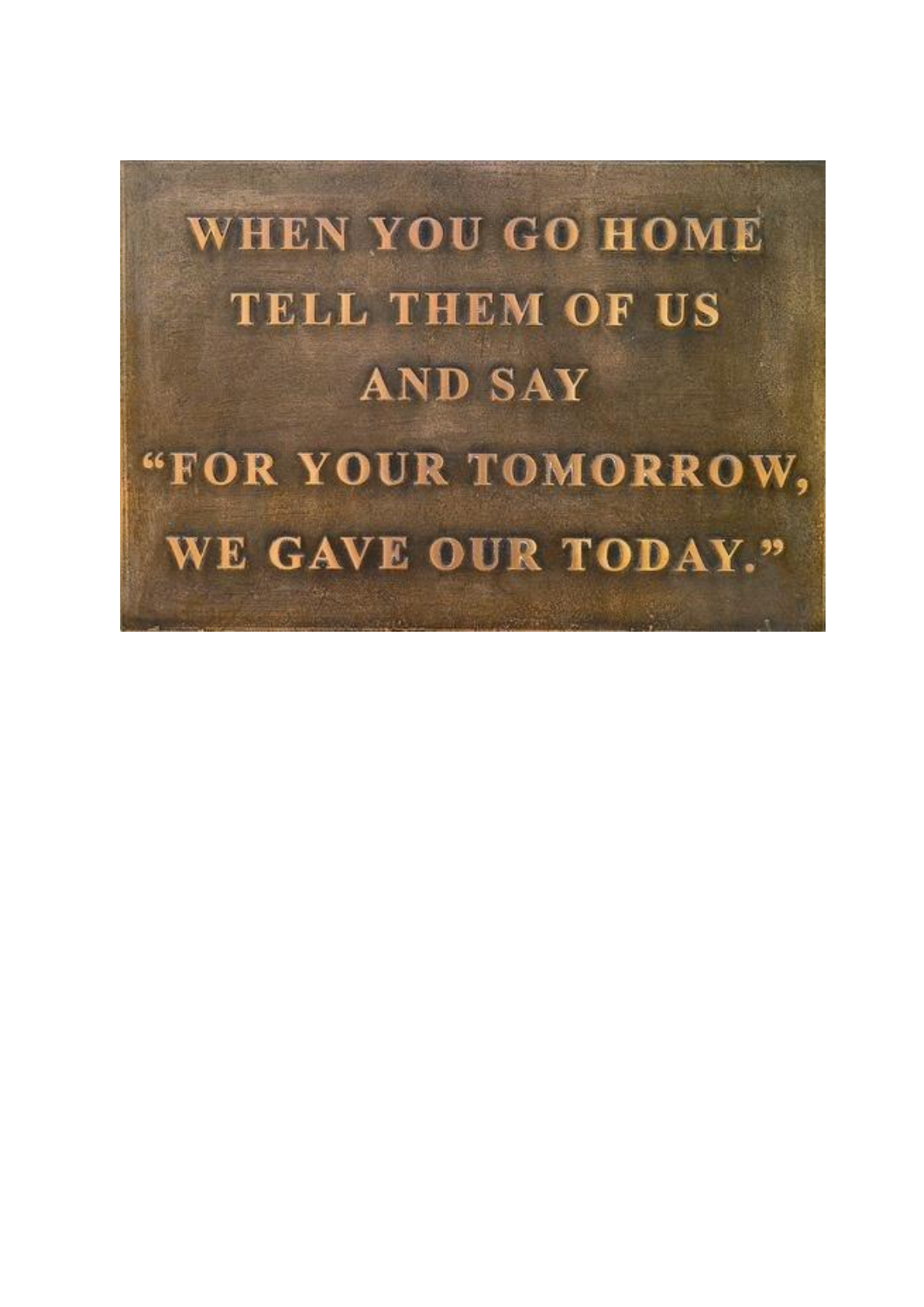WHEN YOU GO HOME
TELL THEM OF US
AND SAY
"FOR YOUR TOMORROW,
WE GAVE OUR TODAY."